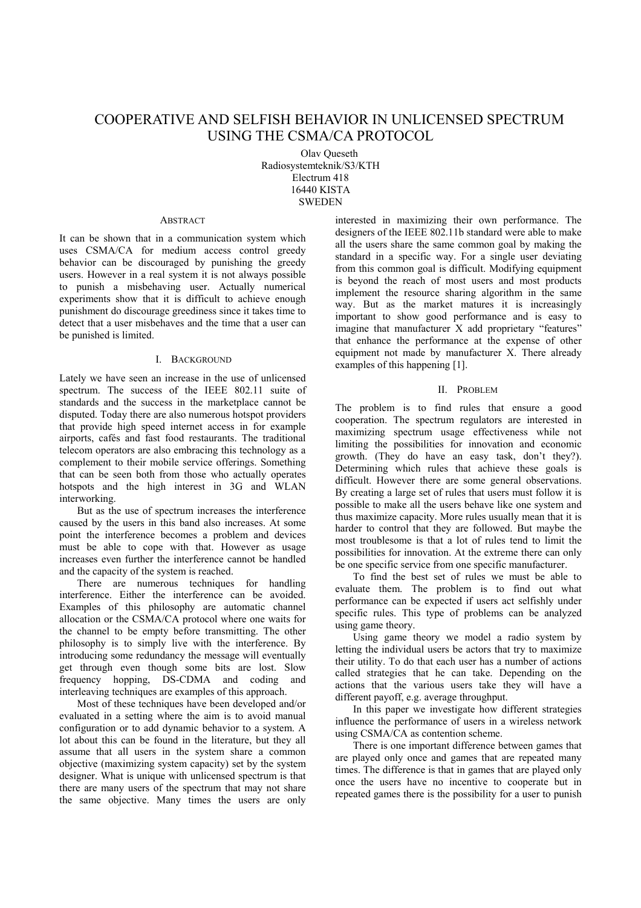# COOPERATIVE AND SELFISH BEHAVIOR IN UNLICENSED SPECTRUM USING THE CSMA/CA PROTOCOL

Olav Queseth
Radiosystemteknik/S3/KTH
Electrum 418
16440 KISTA
SWEDEN

## Abstract

It can be shown that in a communication system which uses CSMA/CA for medium access control greedy behavior can be discouraged by punishing the greedy users. However in a real system it is not always possible to punish a misbehaving user. Actually numerical experiments show that it is difficult to achieve enough punishment do discourage greediness since it takes time to detect that a user misbehaves and the time that a user can be punished is limited.

## I. Background

Lately we have seen an increase in the use of unlicensed spectrum. The success of the IEEE 802.11 suite of standards and the success in the marketplace cannot be disputed. Today there are also numerous hotspot providers that provide high speed internet access in for example airports, cafés and fast food restaurants. The traditional telecom operators are also embracing this technology as a complement to their mobile service offerings. Something that can be seen both from those who actually operates hotspots and the high interest in 3G and WLAN interworking.

But as the use of spectrum increases the interference caused by the users in this band also increases. At some point the interference becomes a problem and devices must be able to cope with that. However as usage increases even further the interference cannot be handled and the capacity of the system is reached.

There are numerous techniques for handling interference. Either the interference can be avoided. Examples of this philosophy are automatic channel allocation or the CSMA/CA protocol where one waits for the channel to be empty before transmitting. The other philosophy is to simply live with the interference. By introducing some redundancy the message will eventually get through even though some bits are lost. Slow frequency hopping, DS-CDMA and coding and interleaving techniques are examples of this approach.

Most of these techniques have been developed and/or evaluated in a setting where the aim is to avoid manual configuration or to add dynamic behavior to a system. A lot about this can be found in the literature, but they all assume that all users in the system share a common objective (maximizing system capacity) set by the system designer. What is unique with unlicensed spectrum is that there are many users of the spectrum that may not share the same objective. Many times the users are only interested in maximizing their own performance. The designers of the IEEE 802.11b standard were able to make all the users share the same common goal by making the standard in a specific way. For a single user deviating from this common goal is difficult. Modifying equipment is beyond the reach of most users and most products implement the resource sharing algorithm in the same way. But as the market matures it is increasingly important to show good performance and is easy to imagine that manufacturer X add proprietary "features" that enhance the performance at the expense of other equipment not made by manufacturer X. There already examples of this happening [1].

## II. Problem

The problem is to find rules that ensure a good cooperation. The spectrum regulators are interested in maximizing spectrum usage effectiveness while not limiting the possibilities for innovation and economic growth. (They do have an easy task, don't they?). Determining which rules that achieve these goals is difficult. However there are some general observations. By creating a large set of rules that users must follow it is possible to make all the users behave like one system and thus maximize capacity. More rules usually mean that it is harder to control that they are followed. But maybe the most troublesome is that a lot of rules tend to limit the possibilities for innovation. At the extreme there can only be one specific service from one specific manufacturer.

To find the best set of rules we must be able to evaluate them. The problem is to find out what performance can be expected if users act selfishly under specific rules. This type of problems can be analyzed using game theory.

Using game theory we model a radio system by letting the individual users be actors that try to maximize their utility. To do that each user has a number of actions called strategies that he can take. Depending on the actions that the various users take they will have a different payoff, e.g. average throughput.

In this paper we investigate how different strategies influence the performance of users in a wireless network using CSMA/CA as contention scheme.

There is one important difference between games that are played only once and games that are repeated many times. The difference is that in games that are played only once the users have no incentive to cooperate but in repeated games there is the possibility for a user to punish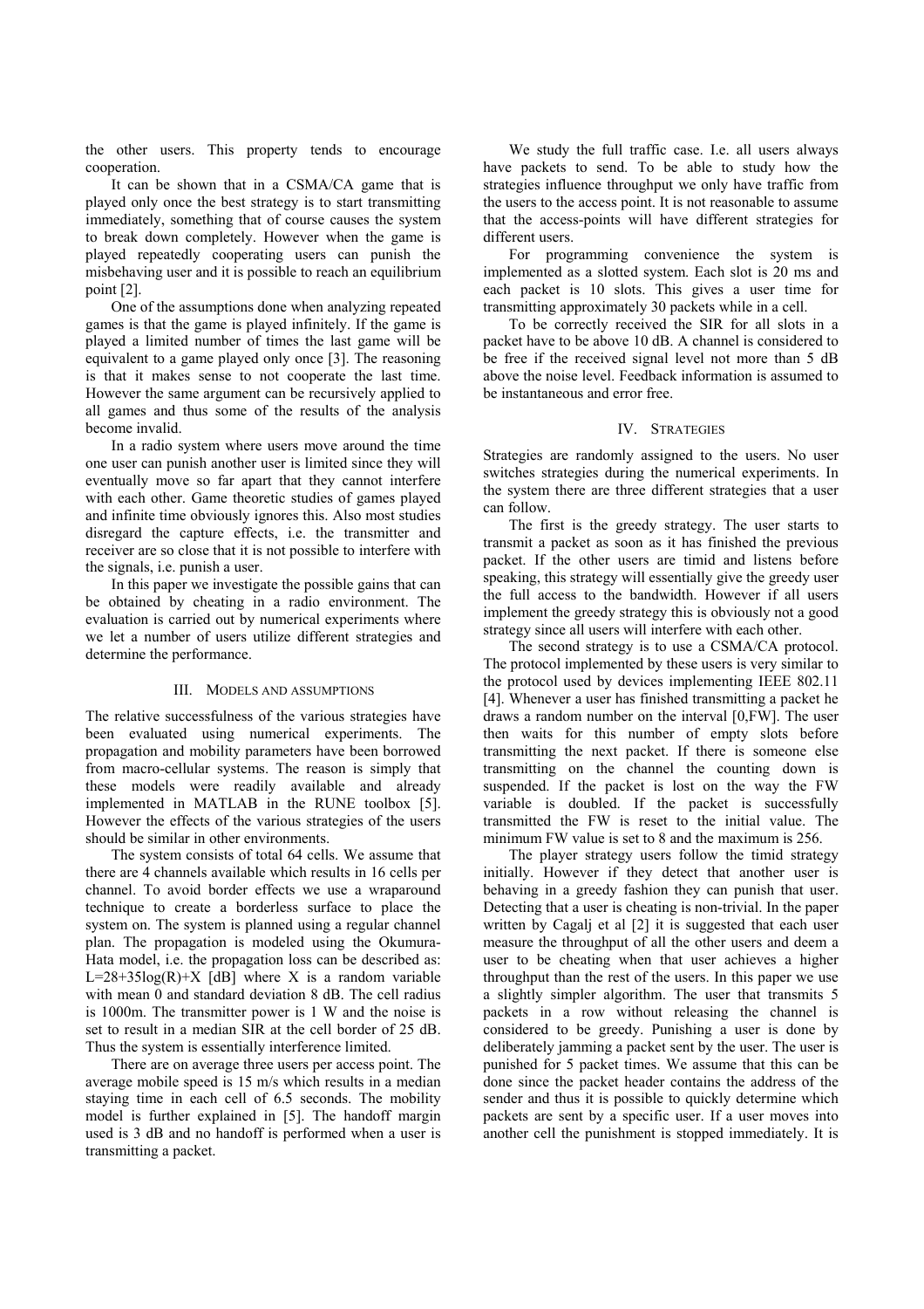the other users. This property tends to encourage cooperation.

It can be shown that in a CSMA/CA game that is played only once the best strategy is to start transmitting immediately, something that of course causes the system to break down completely. However when the game is played repeatedly cooperating users can punish the misbehaving user and it is possible to reach an equilibrium point [2].

One of the assumptions done when analyzing repeated games is that the game is played infinitely. If the game is played a limited number of times the last game will be equivalent to a game played only once [3]. The reasoning is that it makes sense to not cooperate the last time. However the same argument can be recursively applied to all games and thus some of the results of the analysis become invalid.

In a radio system where users move around the time one user can punish another user is limited since they will eventually move so far apart that they cannot interfere with each other. Game theoretic studies of games played and infinite time obviously ignores this. Also most studies disregard the capture effects, i.e. the transmitter and receiver are so close that it is not possible to interfere with the signals, i.e. punish a user.

In this paper we investigate the possible gains that can be obtained by cheating in a radio environment. The evaluation is carried out by numerical experiments where we let a number of users utilize different strategies and determine the performance.

## III. Models and assumptions

The relative successfulness of the various strategies have been evaluated using numerical experiments. The propagation and mobility parameters have been borrowed from macro-cellular systems. The reason is simply that these models were readily available and already implemented in MATLAB in the RUNE toolbox [5]. However the effects of the various strategies of the users should be similar in other environments.

The system consists of total 64 cells. We assume that there are 4 channels available which results in 16 cells per channel. To avoid border effects we use a wraparound technique to create a borderless surface to place the system on. The system is planned using a regular channel plan. The propagation is modeled using the Okumura-Hata model, i.e. the propagation loss can be described as: $L=28+35\log(R)+X$ [dB] where X is a random variable with mean 0 and standard deviation 8 dB. The cell radius is 1000m. The transmitter power is 1 W and the noise is set to result in a median SIR at the cell border of 25 dB. Thus the system is essentially interference limited.

There are on average three users per access point. The average mobile speed is 15 m/s which results in a median staying time in each cell of 6.5 seconds. The mobility model is further explained in [5]. The handoff margin used is 3 dB and no handoff is performed when a user is transmitting a packet.

We study the full traffic case. I.e. all users always have packets to send. To be able to study how the strategies influence throughput we only have traffic from the users to the access point. It is not reasonable to assume that the access-points will have different strategies for different users.

For programming convenience the system is implemented as a slotted system. Each slot is 20 ms and each packet is 10 slots. This gives a user time for transmitting approximately 30 packets while in a cell.

To be correctly received the SIR for all slots in a packet have to be above 10 dB. A channel is considered to be free if the received signal level not more than 5 dB above the noise level. Feedback information is assumed to be instantaneous and error free.

## IV. Strategies

Strategies are randomly assigned to the users. No user switches strategies during the numerical experiments. In the system there are three different strategies that a user can follow.

The first is the greedy strategy. The user starts to transmit a packet as soon as it has finished the previous packet. If the other users are timid and listens before speaking, this strategy will essentially give the greedy user the full access to the bandwidth. However if all users implement the greedy strategy this is obviously not a good strategy since all users will interfere with each other.

The second strategy is to use a CSMA/CA protocol. The protocol implemented by these users is very similar to the protocol used by devices implementing IEEE 802.11 [4]. Whenever a user has finished transmitting a packet he draws a random number on the interval [0,FW]. The user then waits for this number of empty slots before transmitting the next packet. If there is someone else transmitting on the channel the counting down is suspended. If the packet is lost on the way the FW variable is doubled. If the packet is successfully transmitted the FW is reset to the initial value. The minimum FW value is set to 8 and the maximum is 256.

The player strategy users follow the timid strategy initially. However if they detect that another user is behaving in a greedy fashion they can punish that user. Detecting that a user is cheating is non-trivial. In the paper written by Cagalj et al [2] it is suggested that each user measure the throughput of all the other users and deem a user to be cheating when that user achieves a higher throughput than the rest of the users. In this paper we use a slightly simpler algorithm. The user that transmits 5 packets in a row without releasing the channel is considered to be greedy. Punishing a user is done by deliberately jamming a packet sent by the user. The user is punished for 5 packet times. We assume that this can be done since the packet header contains the address of the sender and thus it is possible to quickly determine which packets are sent by a specific user. If a user moves into another cell the punishment is stopped immediately. It is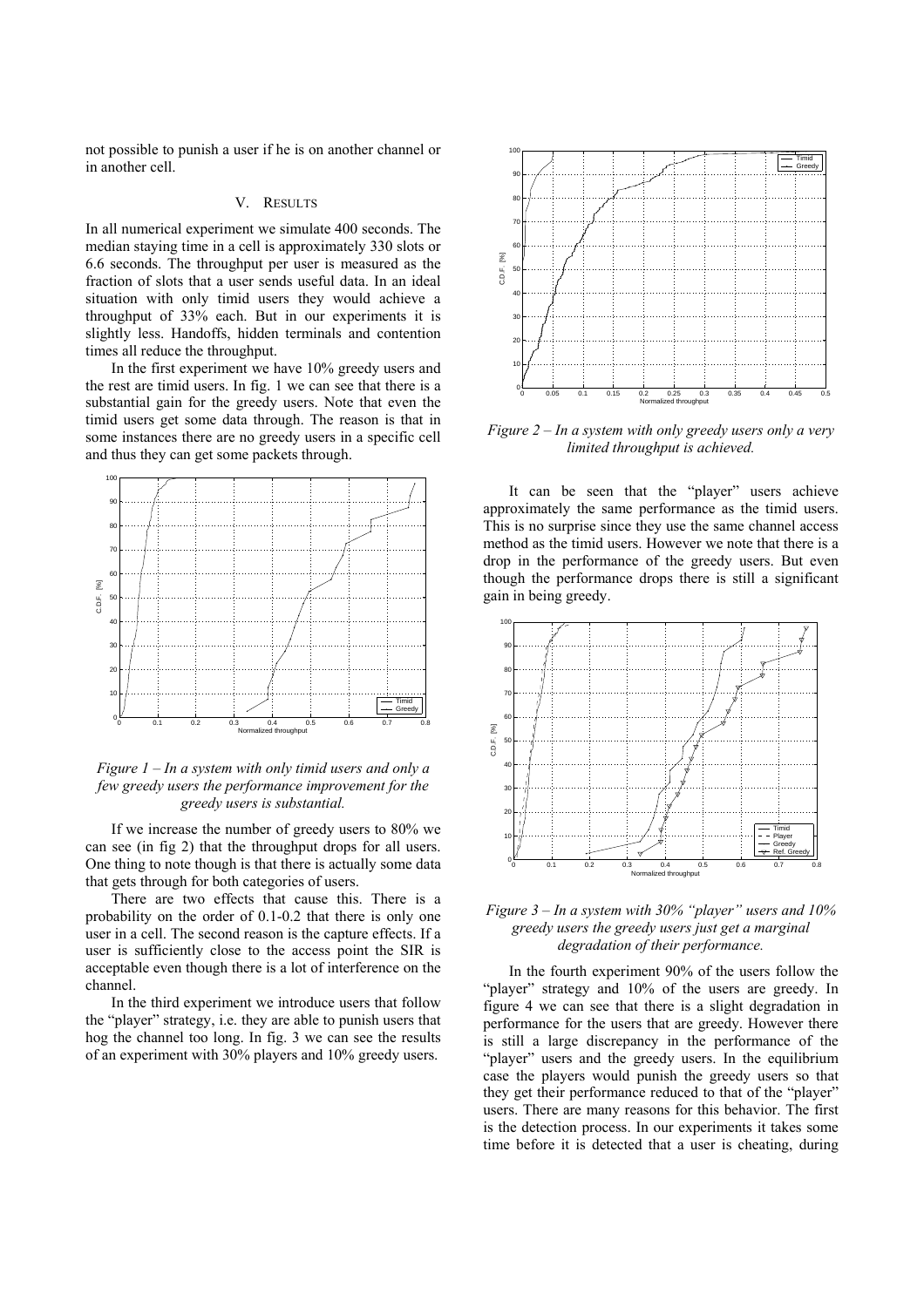not possible to punish a user if he is on another channel or in another cell.

## V. RESULTS

In all numerical experiment we simulate 400 seconds. The median staying time in a cell is approximately 330 slots or 6.6 seconds. The throughput per user is measured as the fraction of slots that a user sends useful data. In an ideal situation with only timid users they would achieve a throughput of 33% each. But in our experiments it is slightly less. Handoffs, hidden terminals and contention times all reduce the throughput.

In the first experiment we have 10% greedy users and the rest are timid users. In fig. 1 we can see that there is a substantial gain for the greedy users. Note that even the timid users get some data through. The reason is that in some instances there are no greedy users in a specific cell and thus they can get some packets through.

*Figure 1 – In a system with only timid users and only a few greedy users the performance improvement for the greedy users is substantial.*

If we increase the number of greedy users to 80% we can see (in fig 2) that the throughput drops for all users. One thing to note though is that there is actually some data that gets through for both categories of users.

There are two effects that cause this. There is a probability on the order of 0.1-0.2 that there is only one user in a cell. The second reason is the capture effects. If a user is sufficiently close to the access point the SIR is acceptable even though there is a lot of interference on the channel.

In the third experiment we introduce users that follow the "player" strategy, i.e. they are able to punish users that hog the channel too long. In fig. 3 we can see the results of an experiment with 30% players and 10% greedy users.

*Figure 2 – In a system with only greedy users only a very limited throughput is achieved.*

It can be seen that the "player" users achieve approximately the same performance as the timid users. This is no surprise since they use the same channel access method as the timid users. However we note that there is a drop in the performance of the greedy users. But even though the performance drops there is still a significant gain in being greedy.

*Figure 3 – In a system with 30% "player" users and 10% greedy users the greedy users just get a marginal degradation of their performance.*

In the fourth experiment 90% of the users follow the "player" strategy and 10% of the users are greedy. In figure 4 we can see that there is a slight degradation in performance for the users that are greedy. However there is still a large discrepancy in the performance of the "player" users and the greedy users. In the equilibrium case the players would punish the greedy users so that they get their performance reduced to that of the "player" users. There are many reasons for this behavior. The first is the detection process. In our experiments it takes some time before it is detected that a user is cheating, during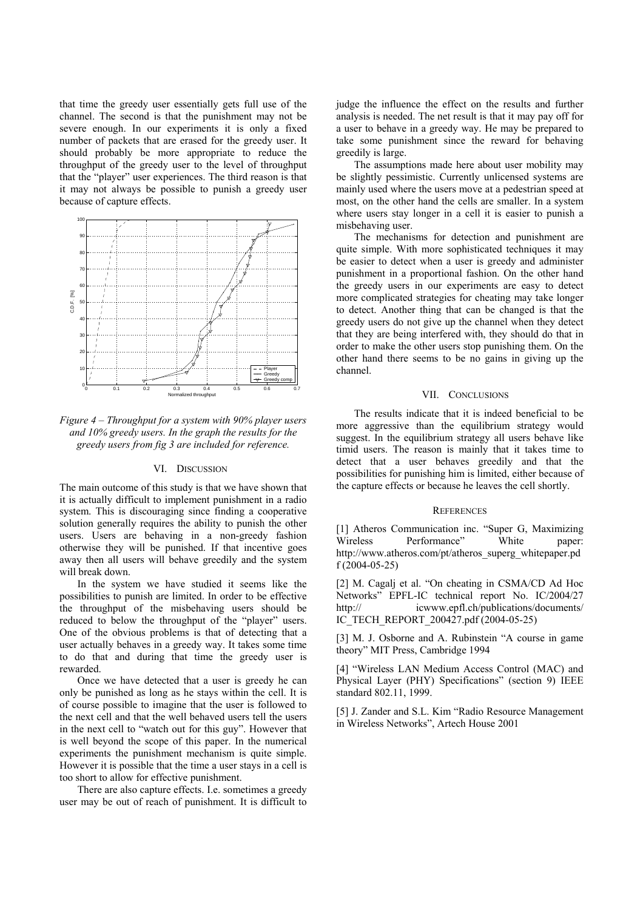that time the greedy user essentially gets full use of the channel. The second is that the punishment may not be severe enough. In our experiments it is only a fixed number of packets that are erased for the greedy user. It should probably be more appropriate to reduce the throughput of the greedy user to the level of throughput that the "player" user experiences. The third reason is that it may not always be possible to punish a greedy user because of capture effects.

100
90
80
70
60
50
40
30
20
10
0
C.D.F. [%]
0 0.1 0.2 0.3 0.4 0.5 0.6 0.7
Normalized throughput
Player
Greedy
Greedy comp

*Figure 4 – Throughput for a system with 90% player users and 10% greedy users. In the graph the results for the greedy users from fig 3 are included for reference.*

## VI. Discussion

The main outcome of this study is that we have shown that it is actually difficult to implement punishment in a radio system. This is discouraging since finding a cooperative solution generally requires the ability to punish the other users. Users are behaving in a non-greedy fashion otherwise they will be punished. If that incentive goes away then all users will behave greedily and the system will break down.

In the system we have studied it seems like the possibilities to punish are limited. In order to be effective the throughput of the misbehaving users should be reduced to below the throughput of the "player" users. One of the obvious problems is that of detecting that a user actually behaves in a greedy way. It takes some time to do that and during that time the greedy user is rewarded.

Once we have detected that a user is greedy he can only be punished as long as he stays within the cell. It is of course possible to imagine that the user is followed to the next cell and that the well behaved users tell the users in the next cell to "watch out for this guy". However that is well beyond the scope of this paper. In the numerical experiments the punishment mechanism is quite simple. However it is possible that the time a user stays in a cell is too short to allow for effective punishment.

There are also capture effects. I.e. sometimes a greedy user may be out of reach of punishment. It is difficult to judge the influence the effect on the results and further analysis is needed. The net result is that it may pay off for a user to behave in a greedy way. He may be prepared to take some punishment since the reward for behaving greedily is large.

The assumptions made here about user mobility may be slightly pessimistic. Currently unlicensed systems are mainly used where the users move at a pedestrian speed at most, on the other hand the cells are smaller. In a system where users stay longer in a cell it is easier to punish a misbehaving user.

The mechanisms for detection and punishment are quite simple. With more sophisticated techniques it may be easier to detect when a user is greedy and administer punishment in a proportional fashion. On the other hand the greedy users in our experiments are easy to detect more complicated strategies for cheating may take longer to detect. Another thing that can be changed is that the greedy users do not give up the channel when they detect that they are being interfered with, they should do that in order to make the other users stop punishing them. On the other hand there seems to be no gains in giving up the channel.

## VII. Conclusions

The results indicate that it is indeed beneficial to be more aggressive than the equilibrium strategy would suggest. In the equilibrium strategy all users behave like timid users. The reason is mainly that it takes time to detect that a user behaves greedily and that the possibilities for punishing him is limited, either because of the capture effects or because he leaves the cell shortly.

## References

[1] Atheros Communication inc. "Super G, Maximizing Wireless Performance" White paper: http://www.atheros.com/pt/atheros_superg_whitepaper.pdf (2004-05-25)

[2] M. Cagalj et al. "On cheating in CSMA/CD Ad Hoc Networks" EPFL-IC technical report No. IC/2004/27 http:// icwww.epfl.ch/publications/documents/IC_TECH_REPORT_200427.pdf (2004-05-25)

[3] M. J. Osborne and A. Rubinstein "A course in game theory" MIT Press, Cambridge 1994

[4] "Wireless LAN Medium Access Control (MAC) and Physical Layer (PHY) Specifications" (section 9) IEEE standard 802.11, 1999.

[5] J. Zander and S.L. Kim "Radio Resource Management in Wireless Networks", Artech House 2001